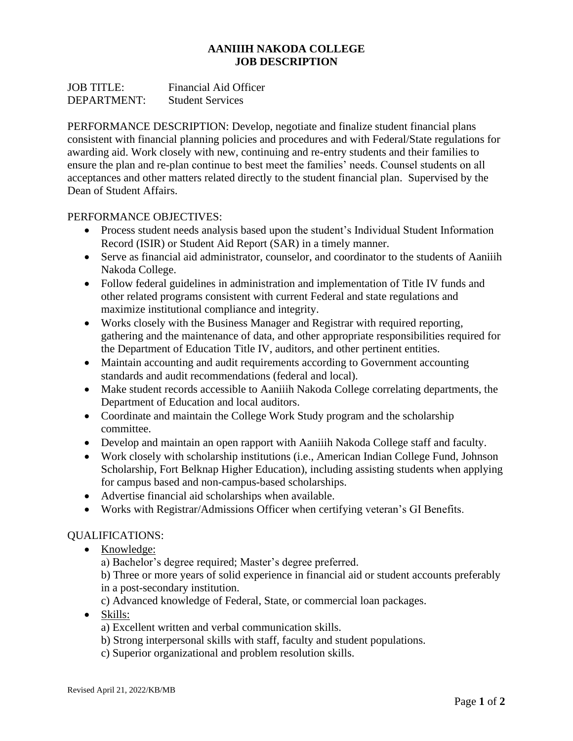# AANIIIH NAKODA COLLEGE
# JOB DESCRIPTION

JOB TITLE: Financial Aid Officer
DEPARTMENT: Student Services

PERFORMANCE DESCRIPTION: Develop, negotiate and finalize student financial plans consistent with financial planning policies and procedures and with Federal/State regulations for awarding aid. Work closely with new, continuing and re-entry students and their families to ensure the plan and re-plan continue to best meet the families' needs. Counsel students on all acceptances and other matters related directly to the student financial plan. Supervised by the Dean of Student Affairs.

PERFORMANCE OBJECTIVES:

- Process student needs analysis based upon the student's Individual Student Information Record (ISIR) or Student Aid Report (SAR) in a timely manner.
- Serve as financial aid administrator, counselor, and coordinator to the students of Aaniiih Nakoda College.
- Follow federal guidelines in administration and implementation of Title IV funds and other related programs consistent with current Federal and state regulations and maximize institutional compliance and integrity.
- Works closely with the Business Manager and Registrar with required reporting, gathering and the maintenance of data, and other appropriate responsibilities required for the Department of Education Title IV, auditors, and other pertinent entities.
- Maintain accounting and audit requirements according to Government accounting standards and audit recommendations (federal and local).
- Make student records accessible to Aaniiih Nakoda College correlating departments, the Department of Education and local auditors.
- Coordinate and maintain the College Work Study program and the scholarship committee.
- Develop and maintain an open rapport with Aaniiih Nakoda College staff and faculty.
- Work closely with scholarship institutions (i.e., American Indian College Fund, Johnson Scholarship, Fort Belknap Higher Education), including assisting students when applying for campus based and non-campus-based scholarships.
- Advertise financial aid scholarships when available.
- Works with Registrar/Admissions Officer when certifying veteran's GI Benefits.

QUALIFICATIONS:

- Knowledge:
  a) Bachelor's degree required; Master's degree preferred.
  b) Three or more years of solid experience in financial aid or student accounts preferably in a post-secondary institution.
  c) Advanced knowledge of Federal, State, or commercial loan packages.
- Skills:
  a) Excellent written and verbal communication skills.
  b) Strong interpersonal skills with staff, faculty and student populations.
  c) Superior organizational and problem resolution skills.

Revised April 21, 2022/KB/MB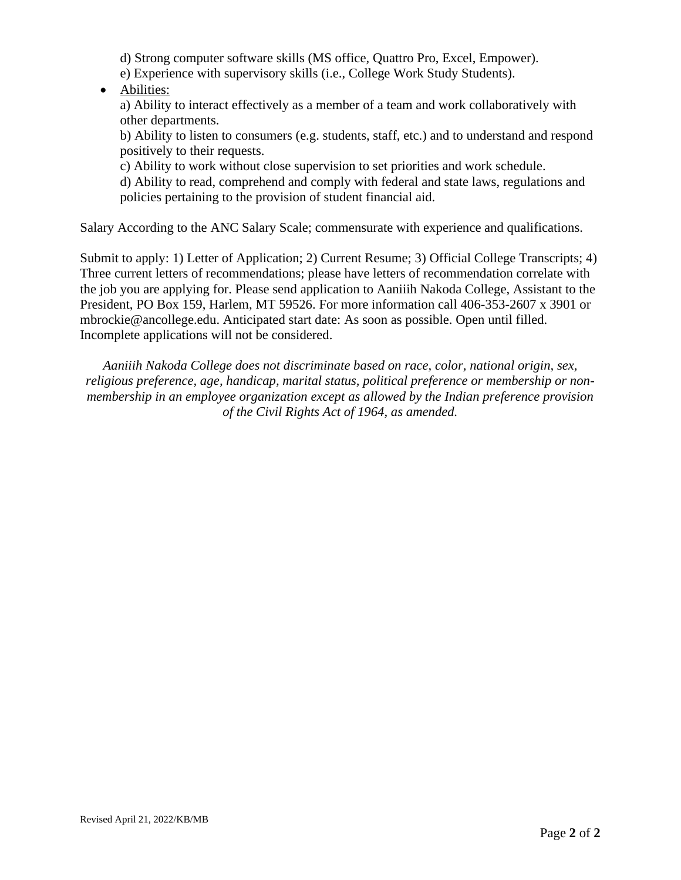d) Strong computer software skills (MS office, Quattro Pro, Excel, Empower).
e) Experience with supervisory skills (i.e., College Work Study Students).

- Abilities:
  a) Ability to interact effectively as a member of a team and work collaboratively with other departments.
  b) Ability to listen to consumers (e.g. students, staff, etc.) and to understand and respond positively to their requests.
  c) Ability to work without close supervision to set priorities and work schedule.
  d) Ability to read, comprehend and comply with federal and state laws, regulations and policies pertaining to the provision of student financial aid.

Salary According to the ANC Salary Scale; commensurate with experience and qualifications.

Submit to apply: 1) Letter of Application; 2) Current Resume; 3) Official College Transcripts; 4) Three current letters of recommendations; please have letters of recommendation correlate with the job you are applying for. Please send application to Aaniiih Nakoda College, Assistant to the President, PO Box 159, Harlem, MT 59526. For more information call 406-353-2607 x 3901 or mbrockie@ancollege.edu. Anticipated start date: As soon as possible. Open until filled. Incomplete applications will not be considered.

*Aaniiih Nakoda College does not discriminate based on race, color, national origin, sex, religious preference, age, handicap, marital status, political preference or membership or non-membership in an employee organization except as allowed by the Indian preference provision of the Civil Rights Act of 1964, as amended.*

Revised April 21, 2022/KB/MB